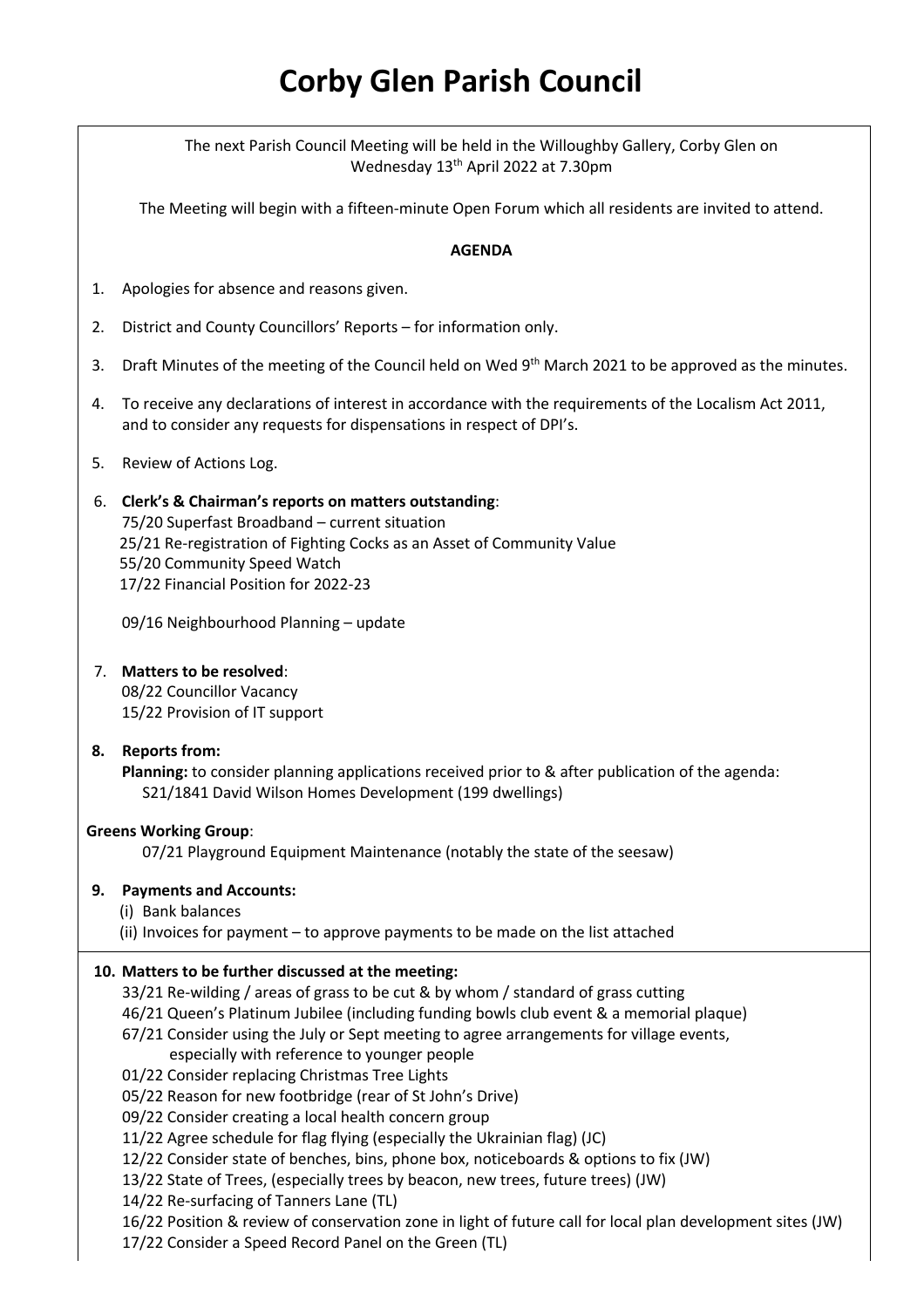# Corby Glen Parish Council

The next Parish Council Meeting will be held in the Willoughby Gallery, Corby Glen on Wednesday 13th April 2022 at 7.30pm

The Meeting will begin with a fifteen-minute Open Forum which all residents are invited to attend.

**AGENDA**

1. Apologies for absence and reasons given.
2. District and County Councillors' Reports – for information only.
3. Draft Minutes of the meeting of the Council held on Wed 9th March 2021 to be approved as the minutes.
4. To receive any declarations of interest in accordance with the requirements of the Localism Act 2011, and to consider any requests for dispensations in respect of DPI's.
5. Review of Actions Log.
6. **Clerk's & Chairman's reports on matters outstanding**:
   75/20 Superfast Broadband – current situation
   25/21 Re-registration of Fighting Cocks as an Asset of Community Value
   55/20 Community Speed Watch
   17/22 Financial Position for 2022-23

   09/16 Neighbourhood Planning – update

7. **Matters to be resolved**:
   08/22 Councillor Vacancy
   15/22 Provision of IT support

8. **Reports from:**
   **Planning:** to consider planning applications received prior to & after publication of the agenda:
   S21/1841 David Wilson Homes Development (199 dwellings)

   **Greens Working Group**:
   07/21 Playground Equipment Maintenance (notably the state of the seesaw)

9. **Payments and Accounts:**
   (i) Bank balances
   (ii) Invoices for payment – to approve payments to be made on the list attached

10. **Matters to be further discussed at the meeting:**
    33/21 Re-wilding / areas of grass to be cut & by whom / standard of grass cutting
    46/21 Queen's Platinum Jubilee (including funding bowls club event & a memorial plaque)
    67/21 Consider using the July or Sept meeting to agree arrangements for village events, especially with reference to younger people
    01/22 Consider replacing Christmas Tree Lights
    05/22 Reason for new footbridge (rear of St John's Drive)
    09/22 Consider creating a local health concern group
    11/22 Agree schedule for flag flying (especially the Ukrainian flag) (JC)
    12/22 Consider state of benches, bins, phone box, noticeboards & options to fix (JW)
    13/22 State of Trees, (especially trees by beacon, new trees, future trees) (JW)
    14/22 Re-surfacing of Tanners Lane (TL)
    16/22 Position & review of conservation zone in light of future call for local plan development sites (JW)
    17/22 Consider a Speed Record Panel on the Green (TL)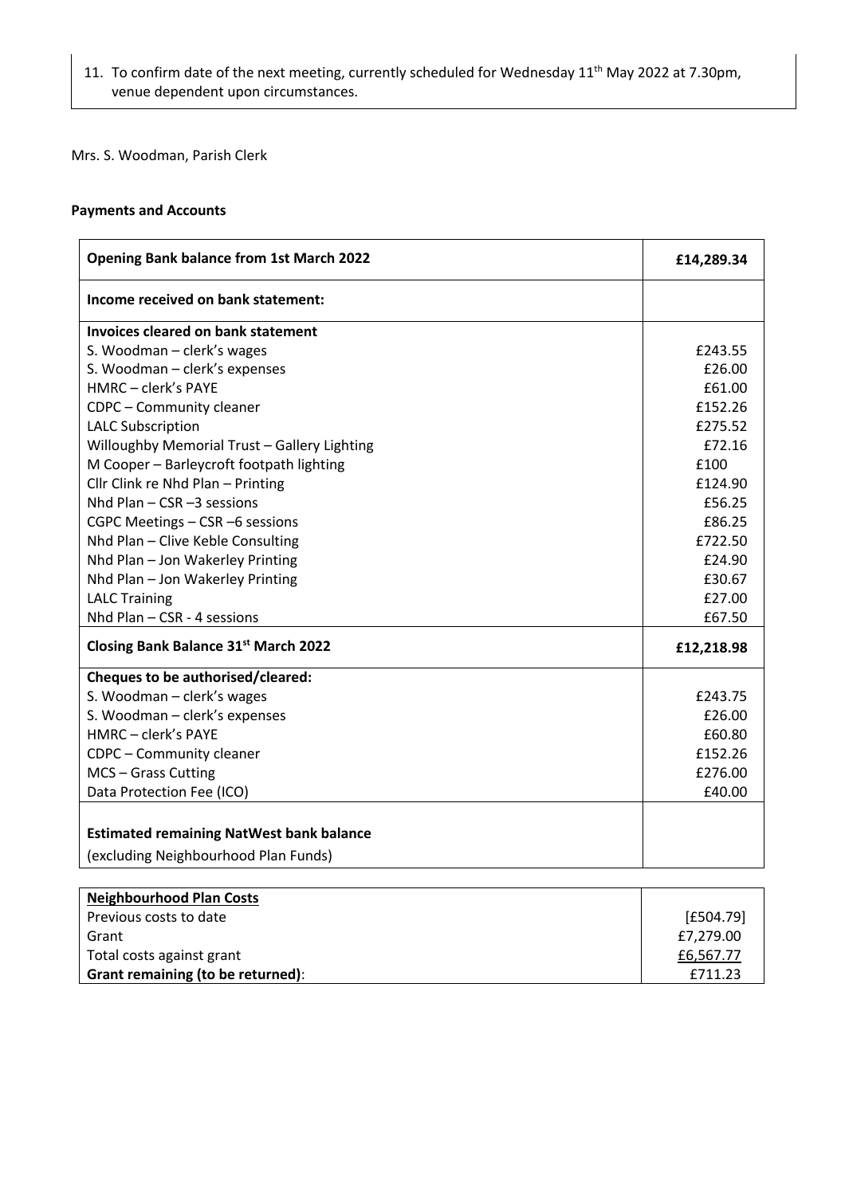11. To confirm date of the next meeting, currently scheduled for Wednesday 11th May 2022 at 7.30pm, venue dependent upon circumstances.

Mrs. S. Woodman, Parish Clerk

**Payments and Accounts**

| | |
|---|---|
| **Opening Bank balance from 1st March 2022** | **£14,289.34** |
| **Income received on bank statement:** | |
| **Invoices cleared on bank statement** | |
| S. Woodman – clerk's wages | £243.55 |
| S. Woodman – clerk's expenses | £26.00 |
| HMRC – clerk's PAYE | £61.00 |
| CDPC – Community cleaner | £152.26 |
| LALC Subscription | £275.52 |
| Willoughby Memorial Trust – Gallery Lighting | £72.16 |
| M Cooper – Barleycroft footpath lighting | £100 |
| Cllr Clink re Nhd Plan – Printing | £124.90 |
| Nhd Plan – CSR –3 sessions | £56.25 |
| CGPC Meetings – CSR –6 sessions | £86.25 |
| Nhd Plan – Clive Keble Consulting | £722.50 |
| Nhd Plan – Jon Wakerley Printing | £24.90 |
| Nhd Plan – Jon Wakerley Printing | £30.67 |
| LALC Training | £27.00 |
| Nhd Plan – CSR - 4 sessions | £67.50 |
| **Closing Bank Balance 31st March 2022** | **£12,218.98** |
| **Cheques to be authorised/cleared:** | |
| S. Woodman – clerk's wages | £243.75 |
| S. Woodman – clerk's expenses | £26.00 |
| HMRC – clerk's PAYE | £60.80 |
| CDPC – Community cleaner | £152.26 |
| MCS – Grass Cutting | £276.00 |
| Data Protection Fee (ICO) | £40.00 |
| **Estimated remaining NatWest bank balance** (excluding Neighbourhood Plan Funds) | |

| | |
|---|---|
| **Neighbourhood Plan Costs** | |
| Previous costs to date | [£504.79] |
| Grant | £7,279.00 |
| Total costs against grant | £6,567.77 |
| **Grant remaining (to be returned)**: | £711.23 |